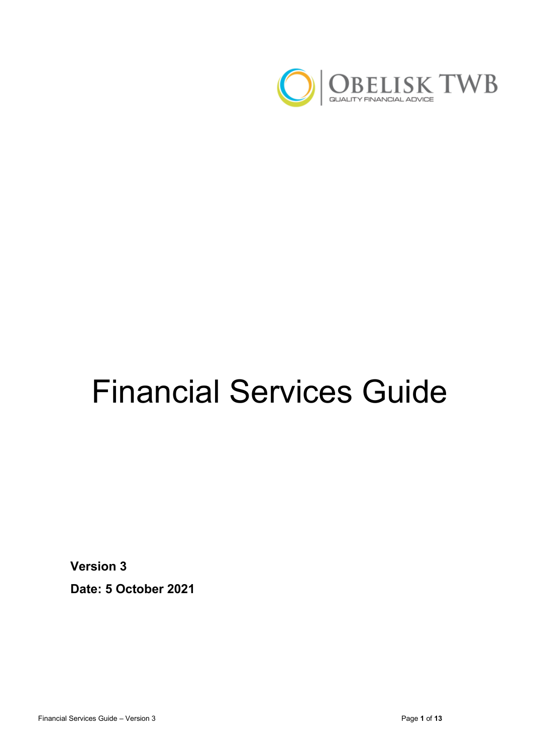OBELISK TWB

QUALITY FINANCIAL ADVICE

# Financial Services Guide

**Version 3**

**Date: 5 October 2021**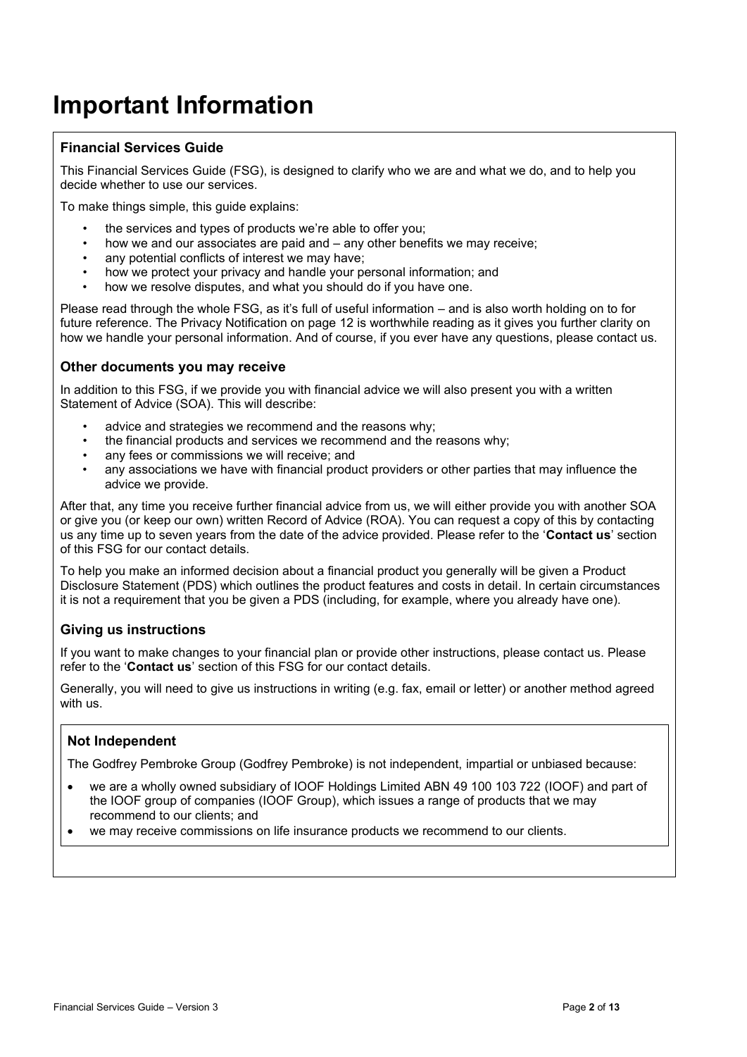# Important Information

## Financial Services Guide

This Financial Services Guide (FSG), is designed to clarify who we are and what we do, and to help you decide whether to use our services.

To make things simple, this guide explains:

- the services and types of products we're able to offer you;
- how we and our associates are paid and – any other benefits we may receive;
- any potential conflicts of interest we may have;
- how we protect your privacy and handle your personal information; and
- how we resolve disputes, and what you should do if you have one.

Please read through the whole FSG, as it's full of useful information – and is also worth holding on to for future reference. The Privacy Notification on page 12 is worthwhile reading as it gives you further clarity on how we handle your personal information. And of course, if you ever have any questions, please contact us.

### Other documents you may receive

In addition to this FSG, if we provide you with financial advice we will also present you with a written Statement of Advice (SOA). This will describe:

- advice and strategies we recommend and the reasons why;
- the financial products and services we recommend and the reasons why;
- any fees or commissions we will receive; and
- any associations we have with financial product providers or other parties that may influence the advice we provide.

After that, any time you receive further financial advice from us, we will either provide you with another SOA or give you (or keep our own) written Record of Advice (ROA). You can request a copy of this by contacting us any time up to seven years from the date of the advice provided. Please refer to the '**Contact us**' section of this FSG for our contact details.

To help you make an informed decision about a financial product you generally will be given a Product Disclosure Statement (PDS) which outlines the product features and costs in detail. In certain circumstances it is not a requirement that you be given a PDS (including, for example, where you already have one).

### Giving us instructions

If you want to make changes to your financial plan or provide other instructions, please contact us. Please refer to the '**Contact us**' section of this FSG for our contact details.

Generally, you will need to give us instructions in writing (e.g. fax, email or letter) or another method agreed with us.

### Not Independent

The Godfrey Pembroke Group (Godfrey Pembroke) is not independent, impartial or unbiased because:

- we are a wholly owned subsidiary of IOOF Holdings Limited ABN 49 100 103 722 (IOOF) and part of the IOOF group of companies (IOOF Group), which issues a range of products that we may recommend to our clients; and
- we may receive commissions on life insurance products we recommend to our clients.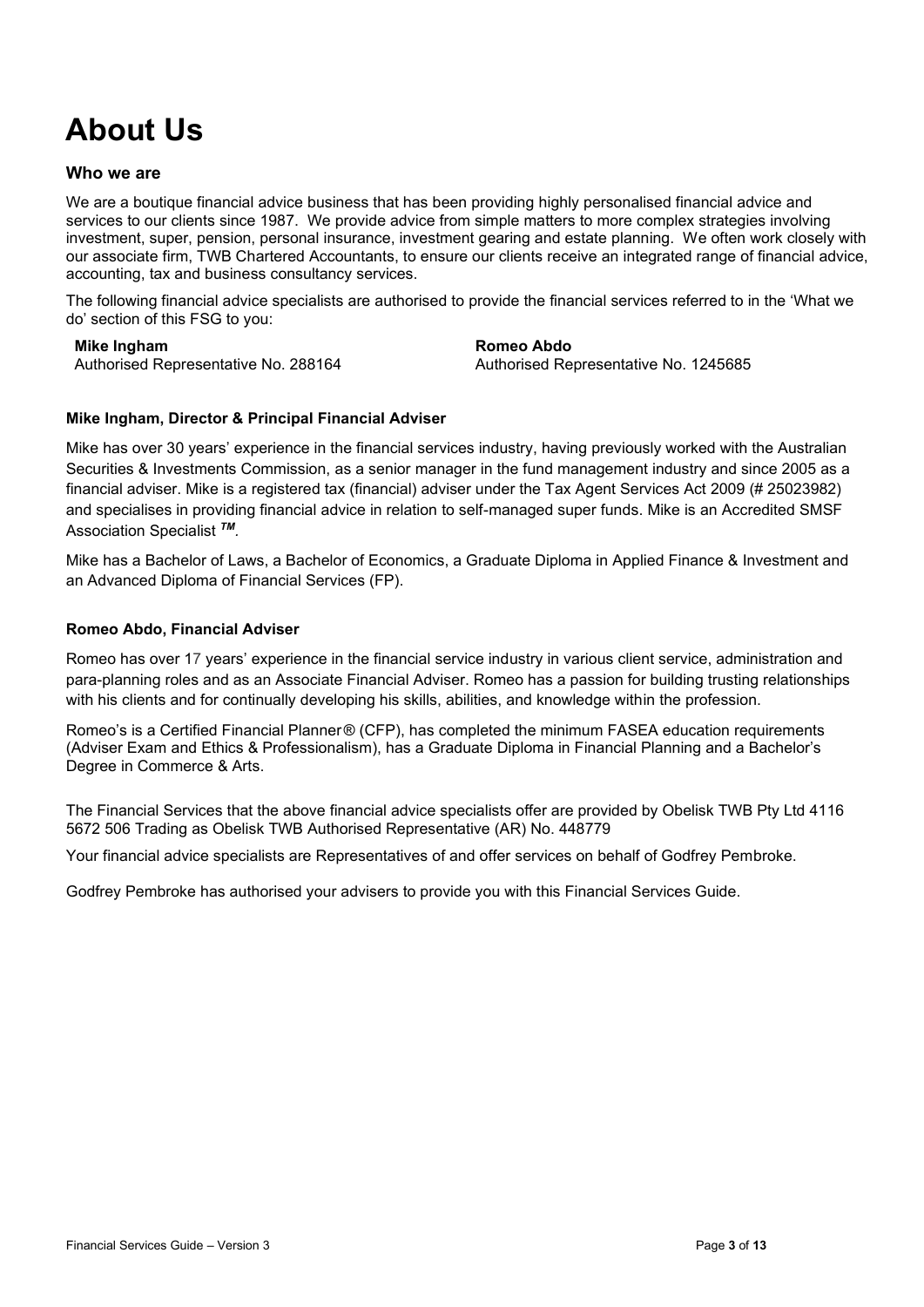# About Us

### Who we are

We are a boutique financial advice business that has been providing highly personalised financial advice and services to our clients since 1987. We provide advice from simple matters to more complex strategies involving investment, super, pension, personal insurance, investment gearing and estate planning. We often work closely with our associate firm, TWB Chartered Accountants, to ensure our clients receive an integrated range of financial advice, accounting, tax and business consultancy services.

The following financial advice specialists are authorised to provide the financial services referred to in the 'What we do' section of this FSG to you:

**Mike Ingham**
Authorised Representative No. 288164

**Romeo Abdo**
Authorised Representative No. 1245685

#### Mike Ingham, Director & Principal Financial Adviser

Mike has over 30 years' experience in the financial services industry, having previously worked with the Australian Securities & Investments Commission, as a senior manager in the fund management industry and since 2005 as a financial adviser. Mike is a registered tax (financial) adviser under the Tax Agent Services Act 2009 (# 25023982) and specialises in providing financial advice in relation to self-managed super funds. Mike is an Accredited SMSF Association Specialist ***TM***.

Mike has a Bachelor of Laws, a Bachelor of Economics, a Graduate Diploma in Applied Finance & Investment and an Advanced Diploma of Financial Services (FP).

#### Romeo Abdo, Financial Adviser

Romeo has over 17 years' experience in the financial service industry in various client service, administration and para-planning roles and as an Associate Financial Adviser. Romeo has a passion for building trusting relationships with his clients and for continually developing his skills, abilities, and knowledge within the profession.

Romeo's is a Certified Financial Planner® (CFP), has completed the minimum FASEA education requirements (Adviser Exam and Ethics & Professionalism), has a Graduate Diploma in Financial Planning and a Bachelor's Degree in Commerce & Arts.

The Financial Services that the above financial advice specialists offer are provided by Obelisk TWB Pty Ltd 4116 5672 506 Trading as Obelisk TWB Authorised Representative (AR) No. 448779

Your financial advice specialists are Representatives of and offer services on behalf of Godfrey Pembroke.

Godfrey Pembroke has authorised your advisers to provide you with this Financial Services Guide.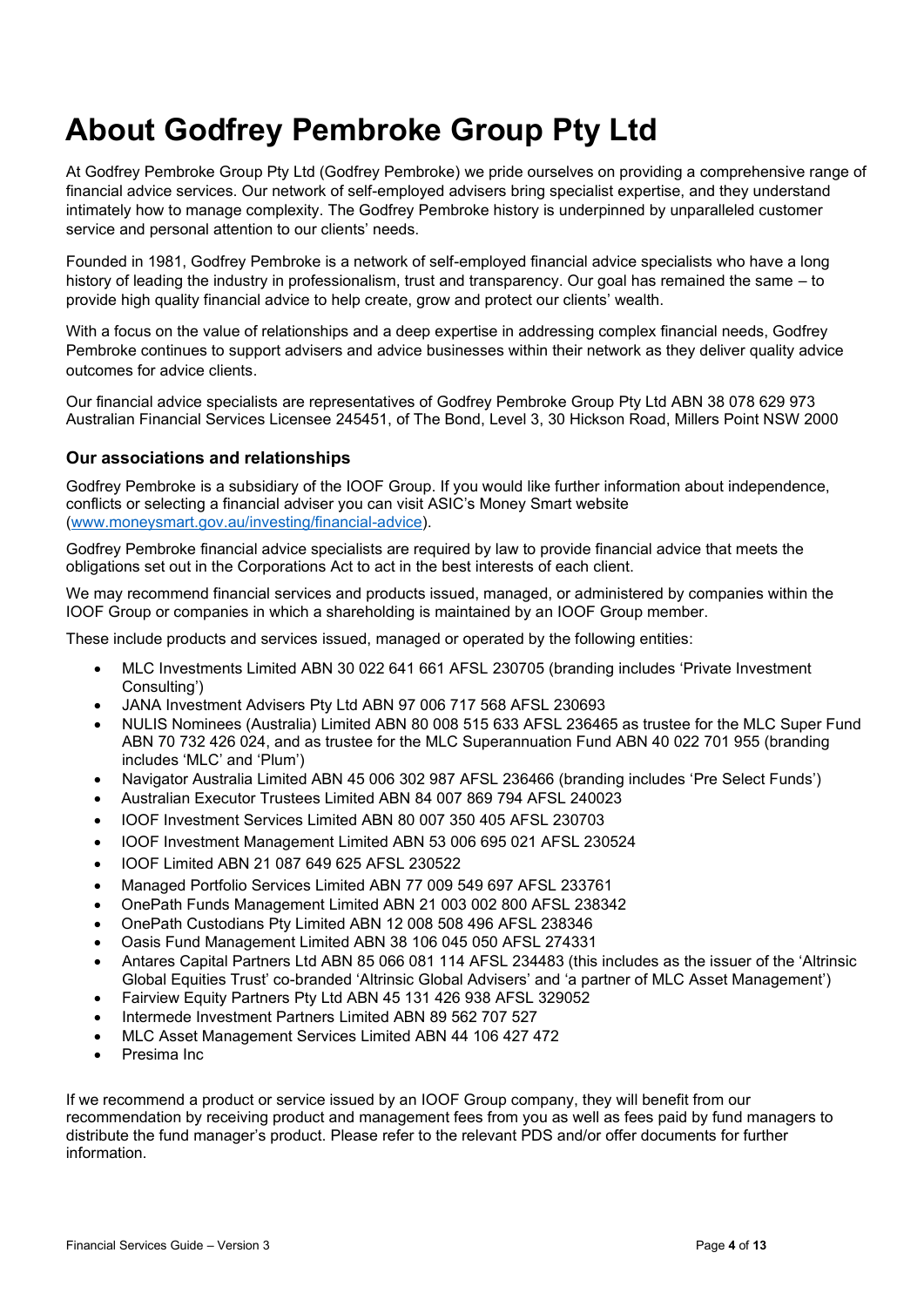# About Godfrey Pembroke Group Pty Ltd

At Godfrey Pembroke Group Pty Ltd (Godfrey Pembroke) we pride ourselves on providing a comprehensive range of financial advice services. Our network of self-employed advisers bring specialist expertise, and they understand intimately how to manage complexity. The Godfrey Pembroke history is underpinned by unparalleled customer service and personal attention to our clients' needs.

Founded in 1981, Godfrey Pembroke is a network of self-employed financial advice specialists who have a long history of leading the industry in professionalism, trust and transparency. Our goal has remained the same – to provide high quality financial advice to help create, grow and protect our clients' wealth.

With a focus on the value of relationships and a deep expertise in addressing complex financial needs, Godfrey Pembroke continues to support advisers and advice businesses within their network as they deliver quality advice outcomes for advice clients.

Our financial advice specialists are representatives of Godfrey Pembroke Group Pty Ltd ABN 38 078 629 973 Australian Financial Services Licensee 245451, of The Bond, Level 3, 30 Hickson Road, Millers Point NSW 2000

### Our associations and relationships

Godfrey Pembroke is a subsidiary of the IOOF Group. If you would like further information about independence, conflicts or selecting a financial adviser you can visit ASIC's Money Smart website (www.moneysmart.gov.au/investing/financial-advice).

Godfrey Pembroke financial advice specialists are required by law to provide financial advice that meets the obligations set out in the Corporations Act to act in the best interests of each client.

We may recommend financial services and products issued, managed, or administered by companies within the IOOF Group or companies in which a shareholding is maintained by an IOOF Group member.

These include products and services issued, managed or operated by the following entities:

- MLC Investments Limited ABN 30 022 641 661 AFSL 230705 (branding includes 'Private Investment Consulting')
- JANA Investment Advisers Pty Ltd ABN 97 006 717 568 AFSL 230693
- NULIS Nominees (Australia) Limited ABN 80 008 515 633 AFSL 236465 as trustee for the MLC Super Fund ABN 70 732 426 024, and as trustee for the MLC Superannuation Fund ABN 40 022 701 955 (branding includes 'MLC' and 'Plum')
- Navigator Australia Limited ABN 45 006 302 987 AFSL 236466 (branding includes 'Pre Select Funds')
- Australian Executor Trustees Limited ABN 84 007 869 794 AFSL 240023
- IOOF Investment Services Limited ABN 80 007 350 405 AFSL 230703
- IOOF Investment Management Limited ABN 53 006 695 021 AFSL 230524
- IOOF Limited ABN 21 087 649 625 AFSL 230522
- Managed Portfolio Services Limited ABN 77 009 549 697 AFSL 233761
- OnePath Funds Management Limited ABN 21 003 002 800 AFSL 238342
- OnePath Custodians Pty Limited ABN 12 008 508 496 AFSL 238346
- Oasis Fund Management Limited ABN 38 106 045 050 AFSL 274331
- Antares Capital Partners Ltd ABN 85 066 081 114 AFSL 234483 (this includes as the issuer of the 'Altrinsic Global Equities Trust' co-branded 'Altrinsic Global Advisers' and 'a partner of MLC Asset Management')
- Fairview Equity Partners Pty Ltd ABN 45 131 426 938 AFSL 329052
- Intermede Investment Partners Limited ABN 89 562 707 527
- MLC Asset Management Services Limited ABN 44 106 427 472
- Presima Inc

If we recommend a product or service issued by an IOOF Group company, they will benefit from our recommendation by receiving product and management fees from you as well as fees paid by fund managers to distribute the fund manager's product. Please refer to the relevant PDS and/or offer documents for further information.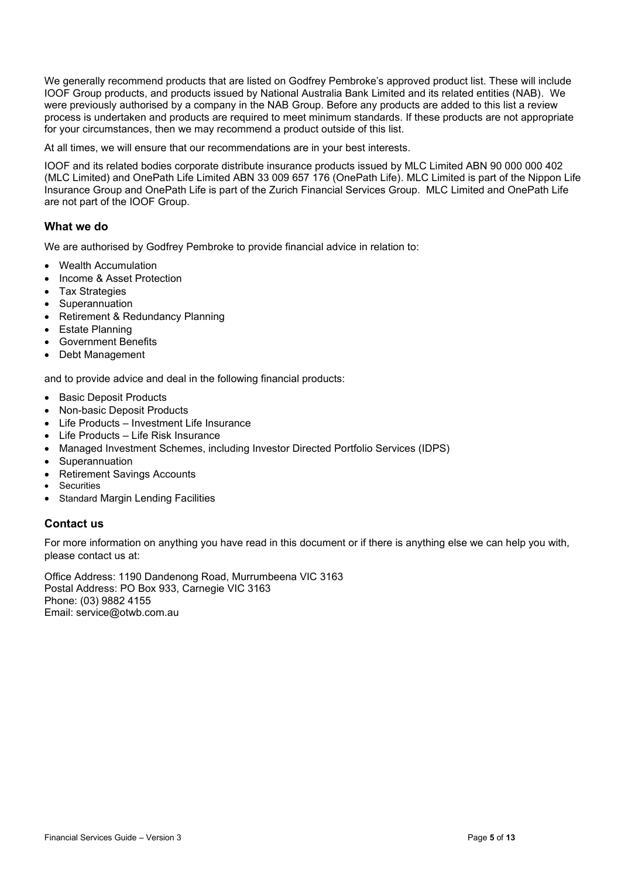We generally recommend products that are listed on Godfrey Pembroke's approved product list. These will include IOOF Group products, and products issued by National Australia Bank Limited and its related entities (NAB). We were previously authorised by a company in the NAB Group. Before any products are added to this list a review process is undertaken and products are required to meet minimum standards. If these products are not appropriate for your circumstances, then we may recommend a product outside of this list.

At all times, we will ensure that our recommendations are in your best interests.

IOOF and its related bodies corporate distribute insurance products issued by MLC Limited ABN 90 000 000 402 (MLC Limited) and OnePath Life Limited ABN 33 009 657 176 (OnePath Life). MLC Limited is part of the Nippon Life Insurance Group and OnePath Life is part of the Zurich Financial Services Group. MLC Limited and OnePath Life are not part of the IOOF Group.

## What we do

We are authorised by Godfrey Pembroke to provide financial advice in relation to:

- Wealth Accumulation
- Income & Asset Protection
- Tax Strategies
- Superannuation
- Retirement & Redundancy Planning
- Estate Planning
- Government Benefits
- Debt Management

and to provide advice and deal in the following financial products:

- Basic Deposit Products
- Non-basic Deposit Products
- Life Products – Investment Life Insurance
- Life Products – Life Risk Insurance
- Managed Investment Schemes, including Investor Directed Portfolio Services (IDPS)
- Superannuation
- Retirement Savings Accounts
- Securities
- Standard Margin Lending Facilities

## Contact us

For more information on anything you have read in this document or if there is anything else we can help you with, please contact us at:

Office Address: 1190 Dandenong Road, Murrumbeena VIC 3163
Postal Address: PO Box 933, Carnegie VIC 3163
Phone: (03) 9882 4155
Email: service@otwb.com.au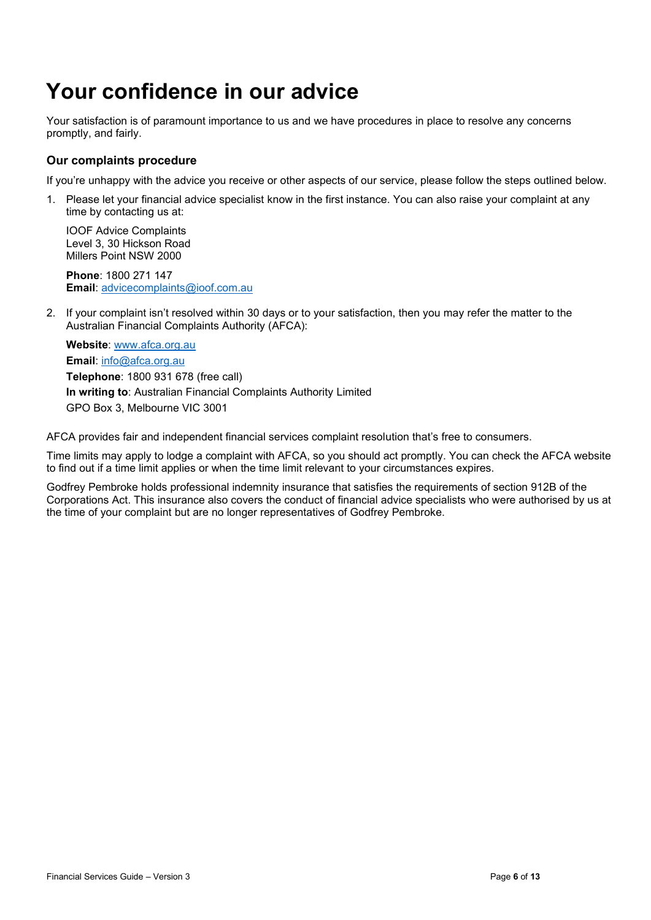# Your confidence in our advice

Your satisfaction is of paramount importance to us and we have procedures in place to resolve any concerns promptly, and fairly.

### Our complaints procedure

If you're unhappy with the advice you receive or other aspects of our service, please follow the steps outlined below.

1. Please let your financial advice specialist know in the first instance. You can also raise your complaint at any time by contacting us at:

   IOOF Advice Complaints
   Level 3, 30 Hickson Road
   Millers Point NSW 2000

   **Phone**: 1800 271 147
   **Email**: advicecomplaints@ioof.com.au

2. If your complaint isn't resolved within 30 days or to your satisfaction, then you may refer the matter to the Australian Financial Complaints Authority (AFCA):

   **Website**: www.afca.org.au
   **Email**: info@afca.org.au
   **Telephone**: 1800 931 678 (free call)
   **In writing to**: Australian Financial Complaints Authority Limited
   GPO Box 3, Melbourne VIC 3001

AFCA provides fair and independent financial services complaint resolution that's free to consumers.

Time limits may apply to lodge a complaint with AFCA, so you should act promptly. You can check the AFCA website to find out if a time limit applies or when the time limit relevant to your circumstances expires.

Godfrey Pembroke holds professional indemnity insurance that satisfies the requirements of section 912B of the Corporations Act. This insurance also covers the conduct of financial advice specialists who were authorised by us at the time of your complaint but are no longer representatives of Godfrey Pembroke.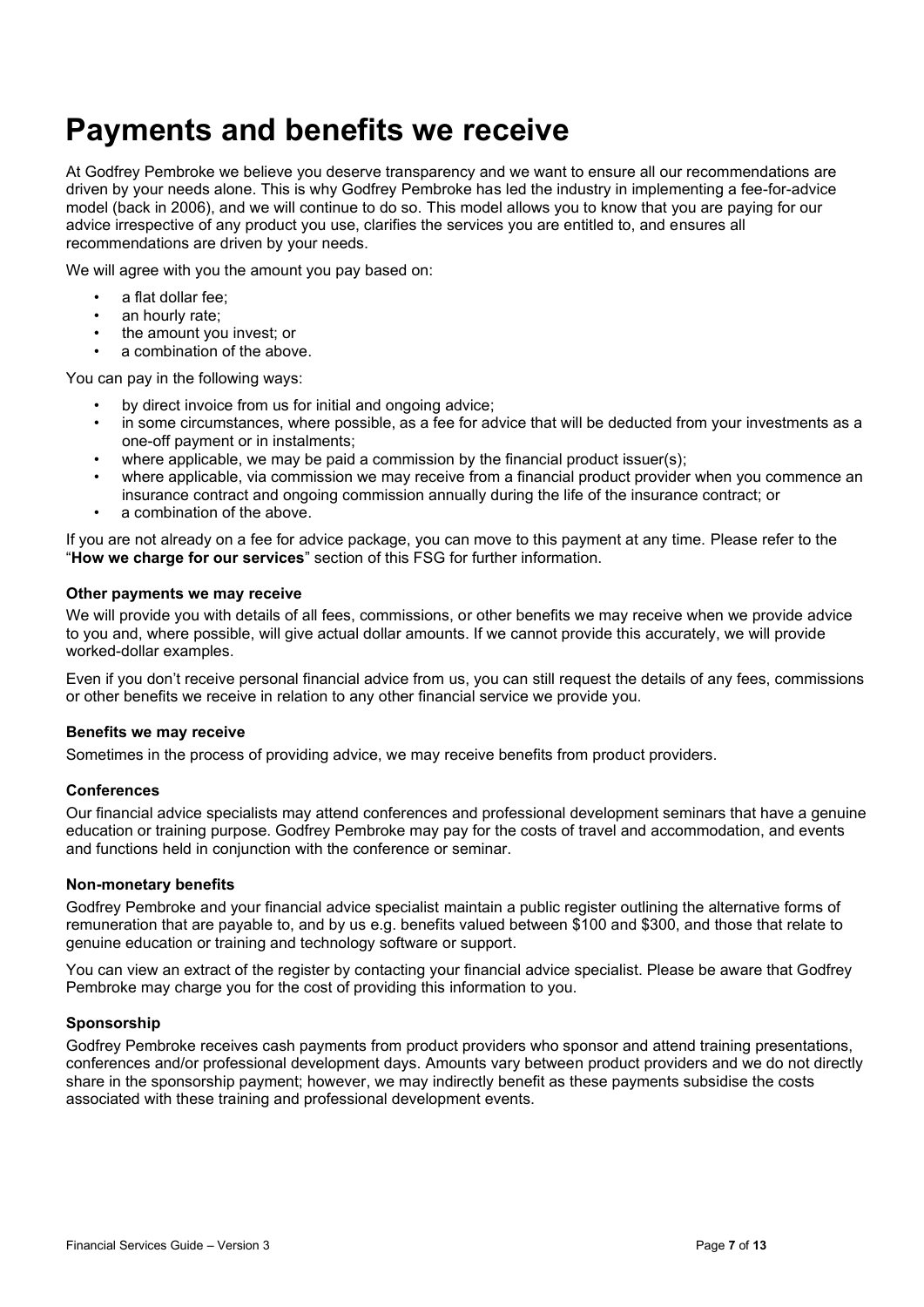# Payments and benefits we receive

At Godfrey Pembroke we believe you deserve transparency and we want to ensure all our recommendations are driven by your needs alone. This is why Godfrey Pembroke has led the industry in implementing a fee-for-advice model (back in 2006), and we will continue to do so. This model allows you to know that you are paying for our advice irrespective of any product you use, clarifies the services you are entitled to, and ensures all recommendations are driven by your needs.

We will agree with you the amount you pay based on:

- a flat dollar fee;
- an hourly rate;
- the amount you invest; or
- a combination of the above.

You can pay in the following ways:

- by direct invoice from us for initial and ongoing advice;
- in some circumstances, where possible, as a fee for advice that will be deducted from your investments as a one-off payment or in instalments;
- where applicable, we may be paid a commission by the financial product issuer(s);
- where applicable, via commission we may receive from a financial product provider when you commence an insurance contract and ongoing commission annually during the life of the insurance contract; or
- a combination of the above.

If you are not already on a fee for advice package, you can move to this payment at any time. Please refer to the "**How we charge for our services**" section of this FSG for further information.

#### Other payments we may receive

We will provide you with details of all fees, commissions, or other benefits we may receive when we provide advice to you and, where possible, will give actual dollar amounts. If we cannot provide this accurately, we will provide worked-dollar examples.

Even if you don't receive personal financial advice from us, you can still request the details of any fees, commissions or other benefits we receive in relation to any other financial service we provide you.

#### Benefits we may receive

Sometimes in the process of providing advice, we may receive benefits from product providers.

#### Conferences

Our financial advice specialists may attend conferences and professional development seminars that have a genuine education or training purpose. Godfrey Pembroke may pay for the costs of travel and accommodation, and events and functions held in conjunction with the conference or seminar.

#### Non-monetary benefits

Godfrey Pembroke and your financial advice specialist maintain a public register outlining the alternative forms of remuneration that are payable to, and by us e.g. benefits valued between $100 and $300, and those that relate to genuine education or training and technology software or support.

You can view an extract of the register by contacting your financial advice specialist. Please be aware that Godfrey Pembroke may charge you for the cost of providing this information to you.

#### Sponsorship

Godfrey Pembroke receives cash payments from product providers who sponsor and attend training presentations, conferences and/or professional development days. Amounts vary between product providers and we do not directly share in the sponsorship payment; however, we may indirectly benefit as these payments subsidise the costs associated with these training and professional development events.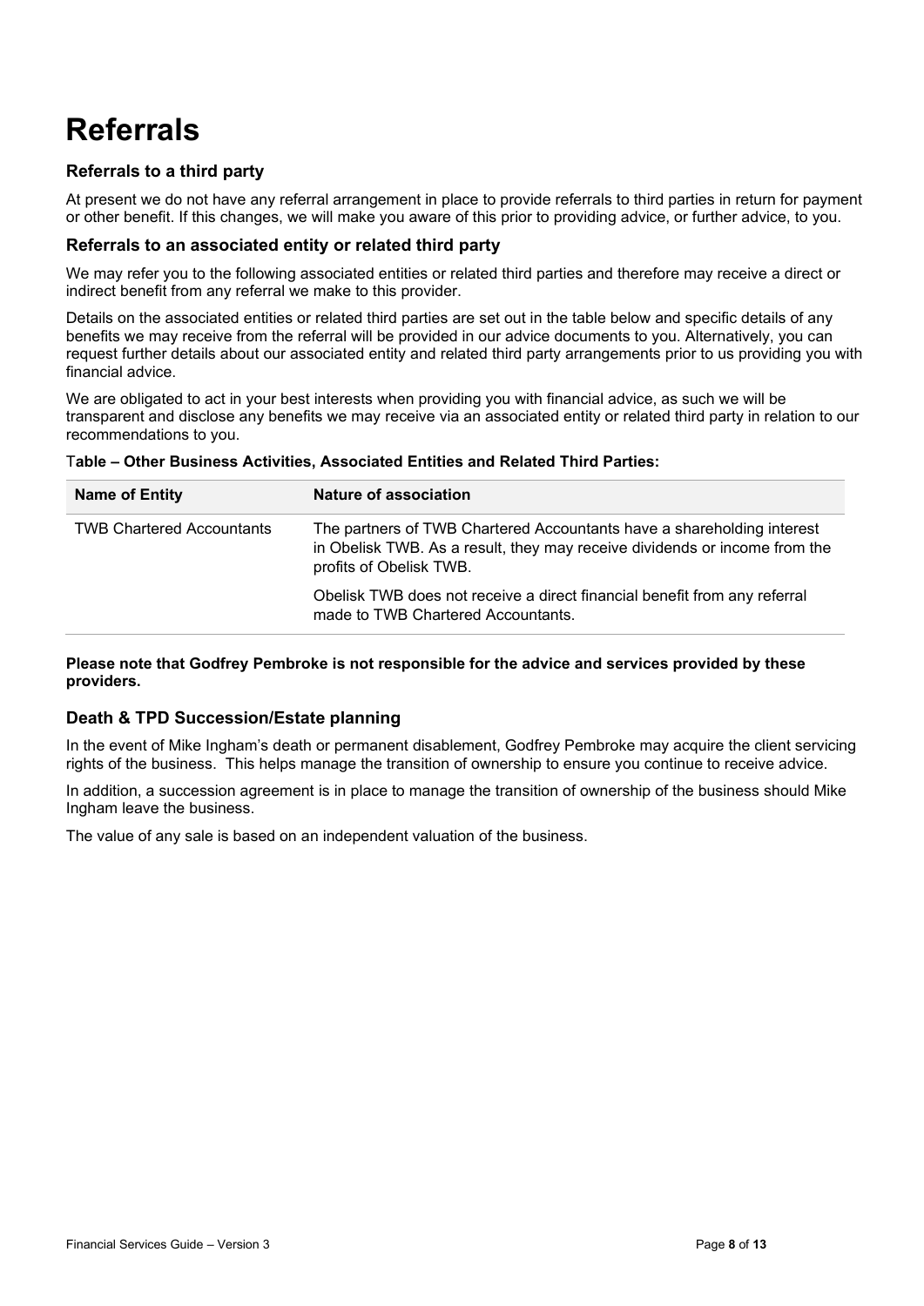# Referrals

### Referrals to a third party

At present we do not have any referral arrangement in place to provide referrals to third parties in return for payment or other benefit. If this changes, we will make you aware of this prior to providing advice, or further advice, to you.

### Referrals to an associated entity or related third party

We may refer you to the following associated entities or related third parties and therefore may receive a direct or indirect benefit from any referral we make to this provider.

Details on the associated entities or related third parties are set out in the table below and specific details of any benefits we may receive from the referral will be provided in our advice documents to you. Alternatively, you can request further details about our associated entity and related third party arrangements prior to us providing you with financial advice.

We are obligated to act in your best interests when providing you with financial advice, as such we will be transparent and disclose any benefits we may receive via an associated entity or related third party in relation to our recommendations to you.

**Table – Other Business Activities, Associated Entities and Related Third Parties:**

| Name of Entity | Nature of association |
|---|---|
| TWB Chartered Accountants | The partners of TWB Chartered Accountants have a shareholding interest in Obelisk TWB. As a result, they may receive dividends or income from the profits of Obelisk TWB.<br><br>Obelisk TWB does not receive a direct financial benefit from any referral made to TWB Chartered Accountants. |

**Please note that Godfrey Pembroke is not responsible for the advice and services provided by these providers.**

### Death & TPD Succession/Estate planning

In the event of Mike Ingham's death or permanent disablement, Godfrey Pembroke may acquire the client servicing rights of the business. This helps manage the transition of ownership to ensure you continue to receive advice.

In addition, a succession agreement is in place to manage the transition of ownership of the business should Mike Ingham leave the business.

The value of any sale is based on an independent valuation of the business.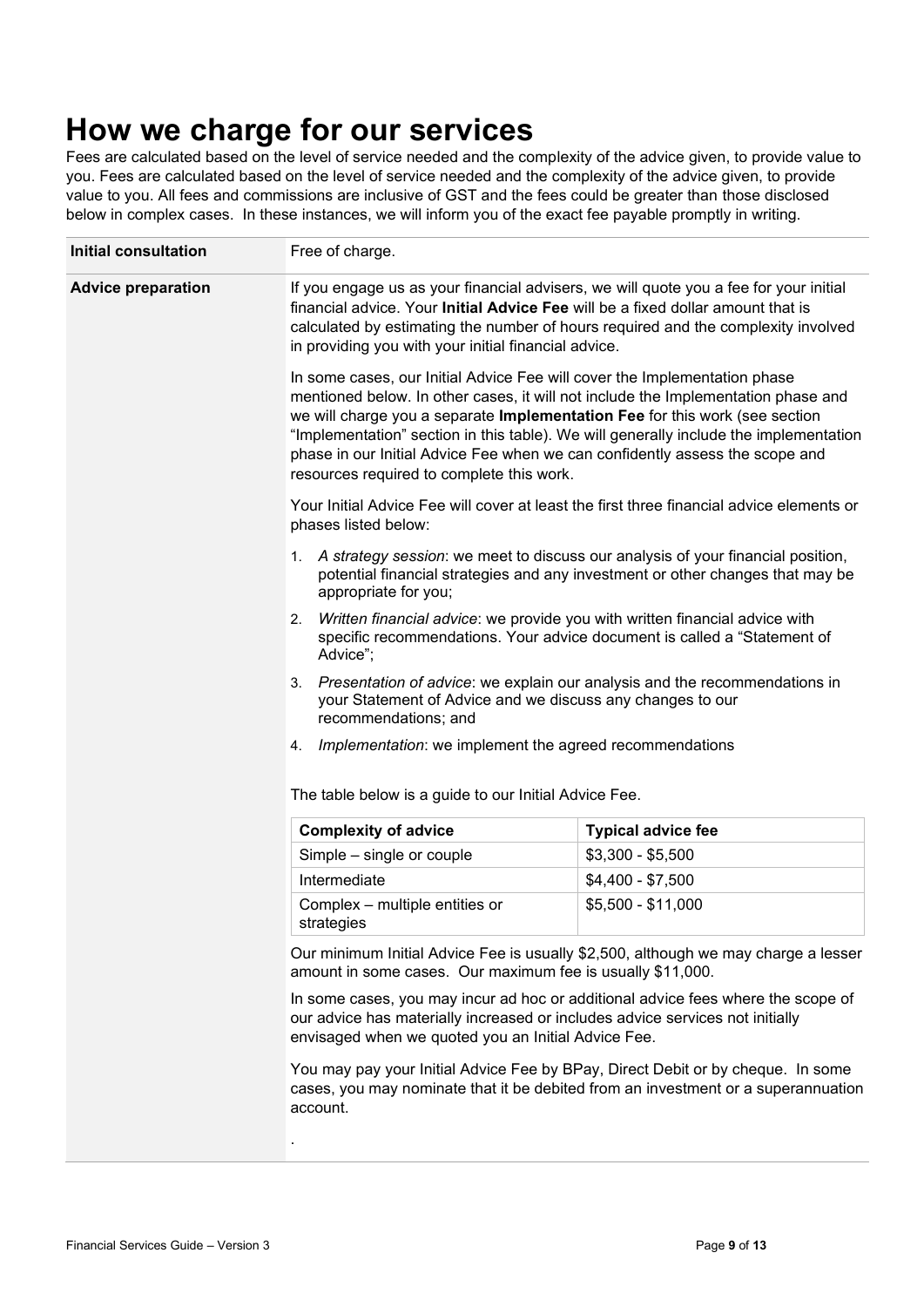# How we charge for our services

Fees are calculated based on the level of service needed and the complexity of the advice given, to provide value to you. Fees are calculated based on the level of service needed and the complexity of the advice given, to provide value to you. All fees and commissions are inclusive of GST and the fees could be greater than those disclosed below in complex cases. In these instances, we will inform you of the exact fee payable promptly in writing.

| | |
|---|---|
| **Initial consultation** | Free of charge. |
| **Advice preparation** | If you engage us as your financial advisers, we will quote you a fee for your initial financial advice. Your **Initial Advice Fee** will be a fixed dollar amount that is calculated by estimating the number of hours required and the complexity involved in providing you with your initial financial advice. |

In some cases, our Initial Advice Fee will cover the Implementation phase mentioned below. In other cases, it will not include the Implementation phase and we will charge you a separate **Implementation Fee** for this work (see section "Implementation" section in this table). We will generally include the implementation phase in our Initial Advice Fee when we can confidently assess the scope and resources required to complete this work.

Your Initial Advice Fee will cover at least the first three financial advice elements or phases listed below:

1. *A strategy session*: we meet to discuss our analysis of your financial position, potential financial strategies and any investment or other changes that may be appropriate for you;
2. *Written financial advice*: we provide you with written financial advice with specific recommendations. Your advice document is called a "Statement of Advice";
3. *Presentation of advice*: we explain our analysis and the recommendations in your Statement of Advice and we discuss any changes to our recommendations; and
4. *Implementation*: we implement the agreed recommendations

The table below is a guide to our Initial Advice Fee.

| Complexity of advice | Typical advice fee |
|---|---|
| Simple – single or couple | $3,300 - $5,500 |
| Intermediate | $4,400 - $7,500 |
| Complex – multiple entities or strategies | $5,500 - $11,000 |

Our minimum Initial Advice Fee is usually $2,500, although we may charge a lesser amount in some cases. Our maximum fee is usually $11,000.

In some cases, you may incur ad hoc or additional advice fees where the scope of our advice has materially increased or includes advice services not initially envisaged when we quoted you an Initial Advice Fee.

You may pay your Initial Advice Fee by BPay, Direct Debit or by cheque. In some cases, you may nominate that it be debited from an investment or a superannuation account.

.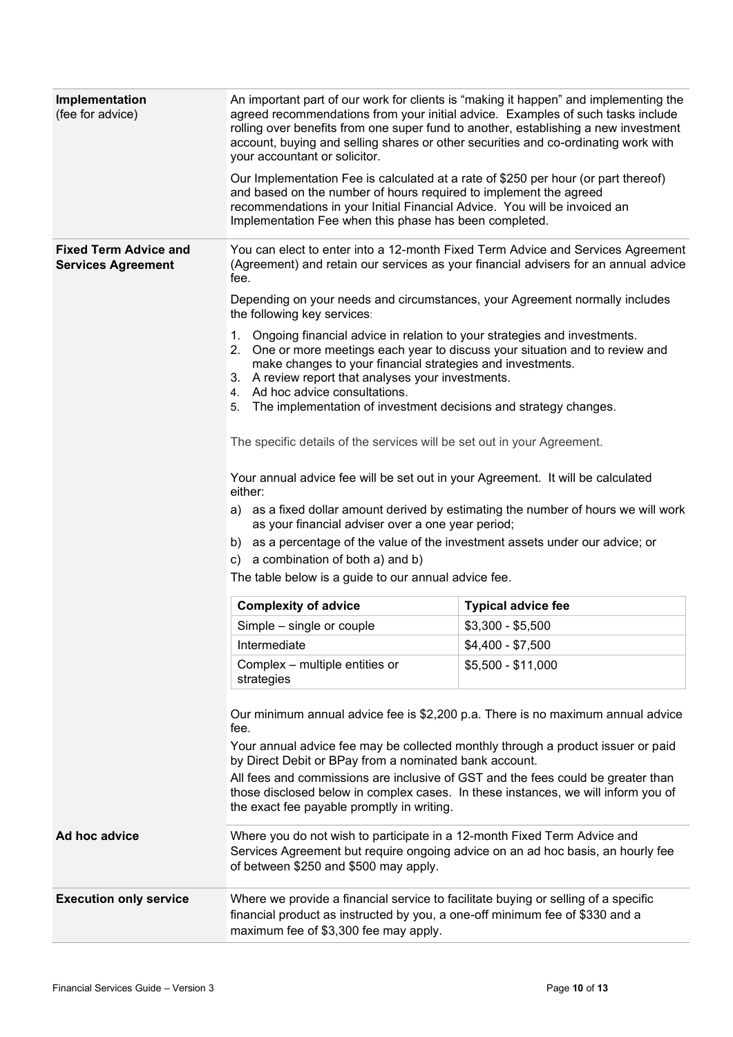**Implementation** (fee for advice)

An important part of our work for clients is "making it happen" and implementing the agreed recommendations from your initial advice. Examples of such tasks include rolling over benefits from one super fund to another, establishing a new investment account, buying and selling shares or other securities and co-ordinating work with your accountant or solicitor.

Our Implementation Fee is calculated at a rate of $250 per hour (or part thereof) and based on the number of hours required to implement the agreed recommendations in your Initial Financial Advice. You will be invoiced an Implementation Fee when this phase has been completed.

**Fixed Term Advice and Services Agreement**

You can elect to enter into a 12-month Fixed Term Advice and Services Agreement (Agreement) and retain our services as your financial advisers for an annual advice fee.

Depending on your needs and circumstances, your Agreement normally includes the following key services:

1. Ongoing financial advice in relation to your strategies and investments.
2. One or more meetings each year to discuss your situation and to review and make changes to your financial strategies and investments.
3. A review report that analyses your investments.
4. Ad hoc advice consultations.
5. The implementation of investment decisions and strategy changes.

The specific details of the services will be set out in your Agreement.

Your annual advice fee will be set out in your Agreement. It will be calculated either:

a) as a fixed dollar amount derived by estimating the number of hours we will work as your financial adviser over a one year period;
b) as a percentage of the value of the investment assets under our advice; or
c) a combination of both a) and b)

The table below is a guide to our annual advice fee.

| Complexity of advice | Typical advice fee |
|---|---|
| Simple – single or couple | $3,300 - $5,500 |
| Intermediate | $4,400 - $7,500 |
| Complex – multiple entities or strategies | $5,500 - $11,000 |

Our minimum annual advice fee is $2,200 p.a. There is no maximum annual advice fee.

Your annual advice fee may be collected monthly through a product issuer or paid by Direct Debit or BPay from a nominated bank account.

All fees and commissions are inclusive of GST and the fees could be greater than those disclosed below in complex cases. In these instances, we will inform you of the exact fee payable promptly in writing.

**Ad hoc advice**

Where you do not wish to participate in a 12-month Fixed Term Advice and Services Agreement but require ongoing advice on an ad hoc basis, an hourly fee of between $250 and $500 may apply.

**Execution only service**

Where we provide a financial service to facilitate buying or selling of a specific financial product as instructed by you, a one-off minimum fee of $330 and a maximum fee of $3,300 fee may apply.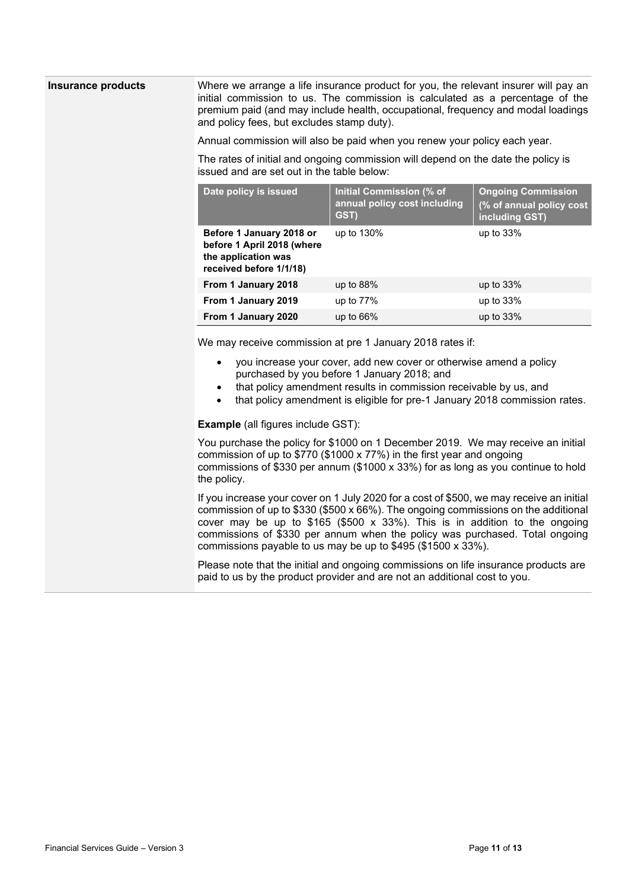**Insurance products**

Where we arrange a life insurance product for you, the relevant insurer will pay an initial commission to us. The commission is calculated as a percentage of the premium paid (and may include health, occupational, frequency and modal loadings and policy fees, but excludes stamp duty).

Annual commission will also be paid when you renew your policy each year.

The rates of initial and ongoing commission will depend on the date the policy is issued and are set out in the table below:

| Date policy is issued | Initial Commission (% of annual policy cost including GST) | Ongoing Commission (% of annual policy cost including GST) |
|---|---|---|
| **Before 1 January 2018 or before 1 April 2018 (where the application was received before 1/1/18)** | up to 130% | up to 33% |
| **From 1 January 2018** | up to 88% | up to 33% |
| **From 1 January 2019** | up to 77% | up to 33% |
| **From 1 January 2020** | up to 66% | up to 33% |

We may receive commission at pre 1 January 2018 rates if:

- you increase your cover, add new cover or otherwise amend a policy purchased by you before 1 January 2018; and
- that policy amendment results in commission receivable by us, and
- that policy amendment is eligible for pre-1 January 2018 commission rates.

**Example** (all figures include GST):

You purchase the policy for $1000 on 1 December 2019. We may receive an initial commission of up to $770 ($1000 x 77%) in the first year and ongoing commissions of $330 per annum ($1000 x 33%) for as long as you continue to hold the policy.

If you increase your cover on 1 July 2020 for a cost of $500, we may receive an initial commission of up to $330 ($500 x 66%). The ongoing commissions on the additional cover may be up to $165 ($500 x 33%). This is in addition to the ongoing commissions of $330 per annum when the policy was purchased. Total ongoing commissions payable to us may be up to $495 ($1500 x 33%).

Please note that the initial and ongoing commissions on life insurance products are paid to us by the product provider and are not an additional cost to you.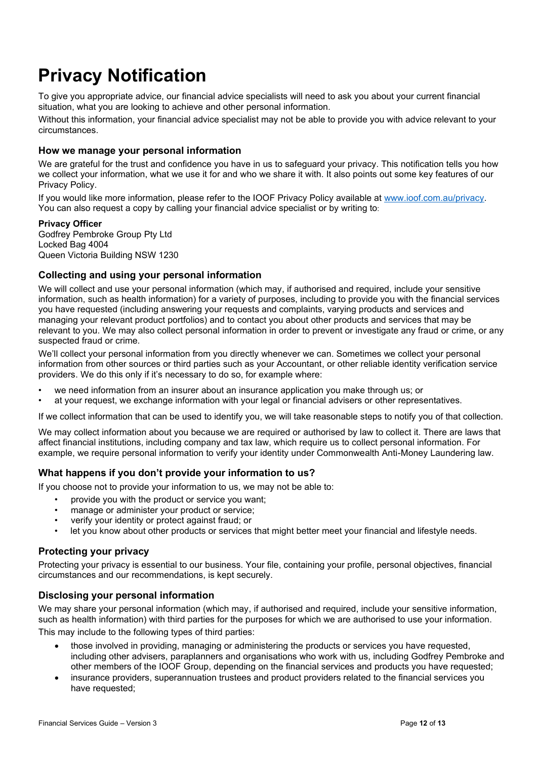# Privacy Notification

To give you appropriate advice, our financial advice specialists will need to ask you about your current financial situation, what you are looking to achieve and other personal information.

Without this information, your financial advice specialist may not be able to provide you with advice relevant to your circumstances.

### How we manage your personal information

We are grateful for the trust and confidence you have in us to safeguard your privacy. This notification tells you how we collect your information, what we use it for and who we share it with. It also points out some key features of our Privacy Policy.

If you would like more information, please refer to the IOOF Privacy Policy available at www.ioof.com.au/privacy. You can also request a copy by calling your financial advice specialist or by writing to:

**Privacy Officer**
Godfrey Pembroke Group Pty Ltd
Locked Bag 4004
Queen Victoria Building NSW 1230

### Collecting and using your personal information

We will collect and use your personal information (which may, if authorised and required, include your sensitive information, such as health information) for a variety of purposes, including to provide you with the financial services you have requested (including answering your requests and complaints, varying products and services and managing your relevant product portfolios) and to contact you about other products and services that may be relevant to you. We may also collect personal information in order to prevent or investigate any fraud or crime, or any suspected fraud or crime.

We'll collect your personal information from you directly whenever we can. Sometimes we collect your personal information from other sources or third parties such as your Accountant, or other reliable identity verification service providers. We do this only if it's necessary to do so, for example where:

- we need information from an insurer about an insurance application you make through us; or
- at your request, we exchange information with your legal or financial advisers or other representatives.

If we collect information that can be used to identify you, we will take reasonable steps to notify you of that collection.

We may collect information about you because we are required or authorised by law to collect it. There are laws that affect financial institutions, including company and tax law, which require us to collect personal information. For example, we require personal information to verify your identity under Commonwealth Anti-Money Laundering law.

### What happens if you don't provide your information to us?

If you choose not to provide your information to us, we may not be able to:

- provide you with the product or service you want;
- manage or administer your product or service;
- verify your identity or protect against fraud; or
- let you know about other products or services that might better meet your financial and lifestyle needs.

### Protecting your privacy

Protecting your privacy is essential to our business. Your file, containing your profile, personal objectives, financial circumstances and our recommendations, is kept securely.

### Disclosing your personal information

We may share your personal information (which may, if authorised and required, include your sensitive information, such as health information) with third parties for the purposes for which we are authorised to use your information.

This may include to the following types of third parties:

- those involved in providing, managing or administering the products or services you have requested, including other advisers, paraplanners and organisations who work with us, including Godfrey Pembroke and other members of the IOOF Group, depending on the financial services and products you have requested;
- insurance providers, superannuation trustees and product providers related to the financial services you have requested;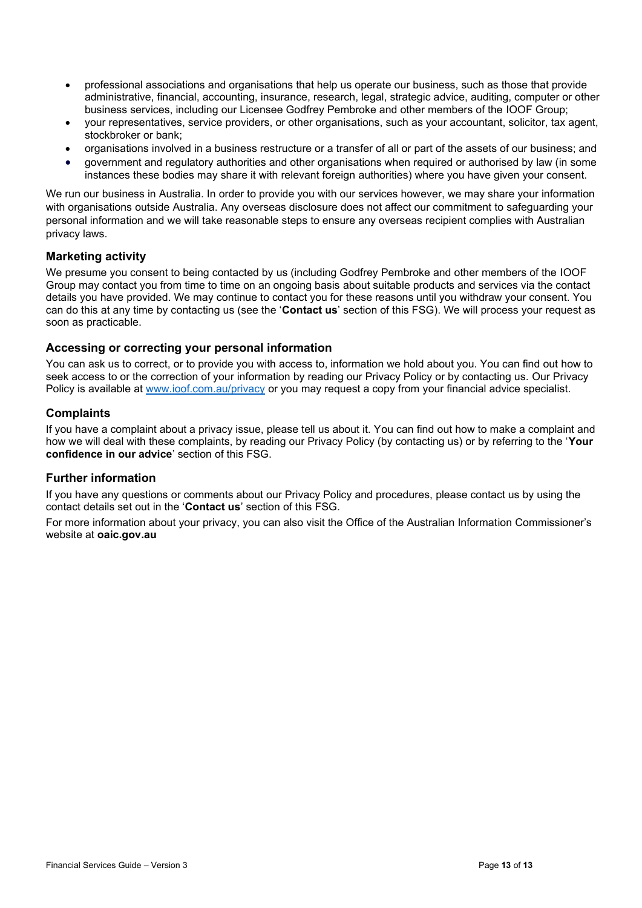- professional associations and organisations that help us operate our business, such as those that provide administrative, financial, accounting, insurance, research, legal, strategic advice, auditing, computer or other business services, including our Licensee Godfrey Pembroke and other members of the IOOF Group;
- your representatives, service providers, or other organisations, such as your accountant, solicitor, tax agent, stockbroker or bank;
- organisations involved in a business restructure or a transfer of all or part of the assets of our business; and
- government and regulatory authorities and other organisations when required or authorised by law (in some instances these bodies may share it with relevant foreign authorities) where you have given your consent.

We run our business in Australia. In order to provide you with our services however, we may share your information with organisations outside Australia. Any overseas disclosure does not affect our commitment to safeguarding your personal information and we will take reasonable steps to ensure any overseas recipient complies with Australian privacy laws.

### Marketing activity

We presume you consent to being contacted by us (including Godfrey Pembroke and other members of the IOOF Group may contact you from time to time on an ongoing basis about suitable products and services via the contact details you have provided. We may continue to contact you for these reasons until you withdraw your consent. You can do this at any time by contacting us (see the '**Contact us**' section of this FSG). We will process your request as soon as practicable.

### Accessing or correcting your personal information

You can ask us to correct, or to provide you with access to, information we hold about you. You can find out how to seek access to or the correction of your information by reading our Privacy Policy or by contacting us. Our Privacy Policy is available at [www.ioof.com.au/privacy](http://www.ioof.com.au/privacy) or you may request a copy from your financial advice specialist.

### Complaints

If you have a complaint about a privacy issue, please tell us about it. You can find out how to make a complaint and how we will deal with these complaints, by reading our Privacy Policy (by contacting us) or by referring to the '**Your confidence in our advice**' section of this FSG.

### Further information

If you have any questions or comments about our Privacy Policy and procedures, please contact us by using the contact details set out in the '**Contact us**' section of this FSG.

For more information about your privacy, you can also visit the Office of the Australian Information Commissioner's website at **oaic.gov.au**